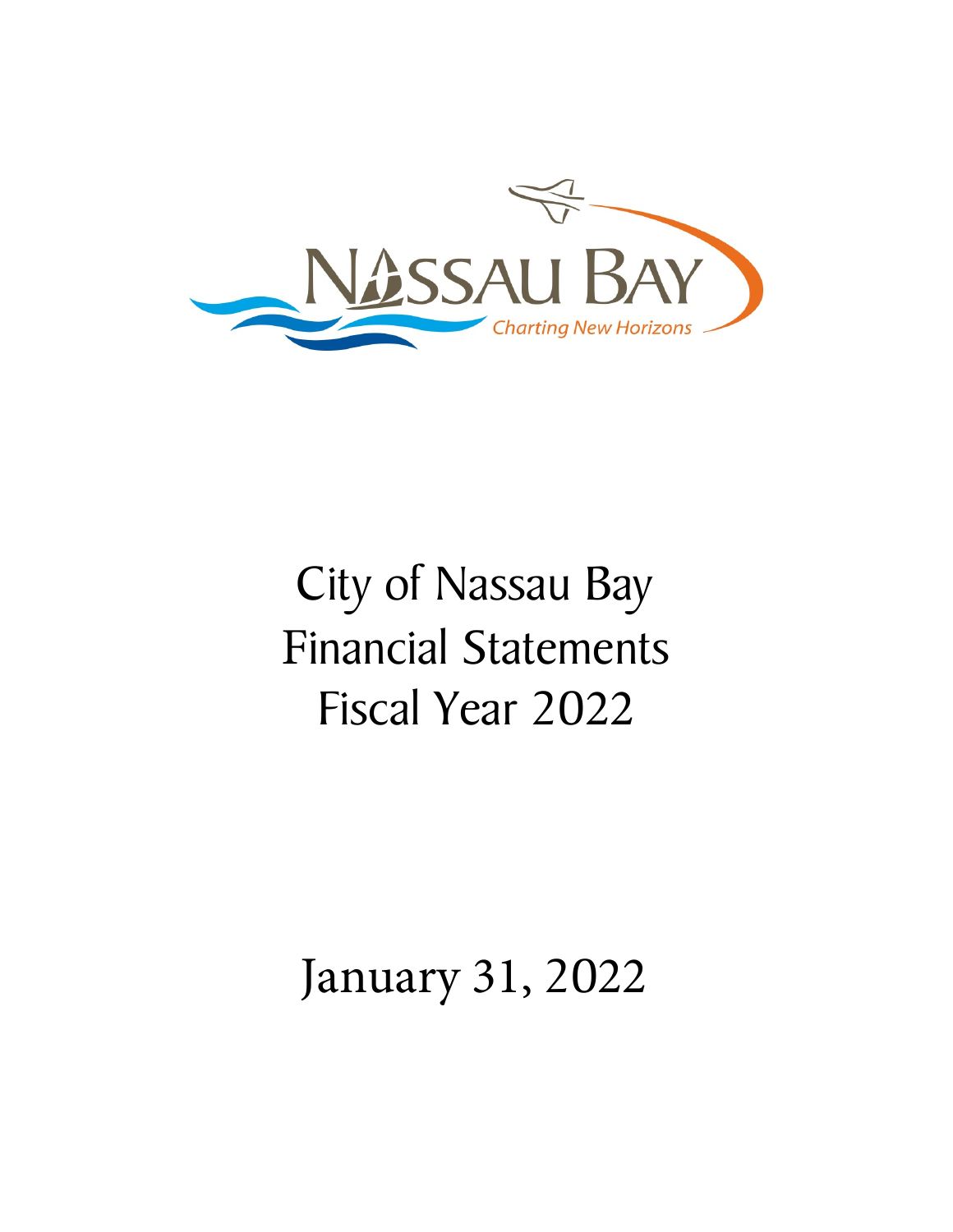# City of Nassau Bay
# Financial Statements
# Fiscal Year 2022

## January 31, 2022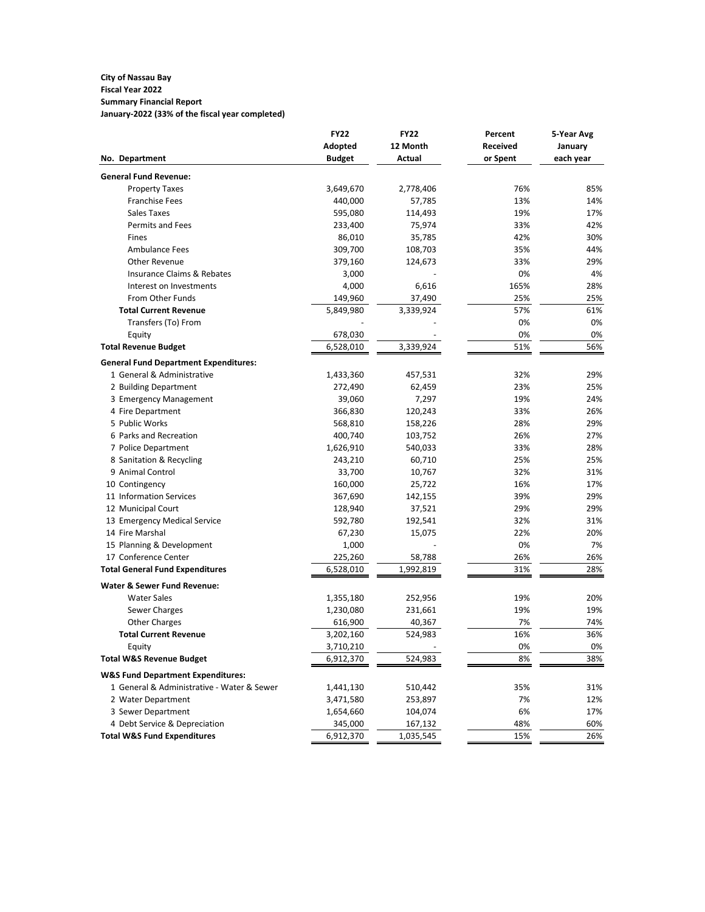**City of Nassau Bay**
**Fiscal Year 2022**
**Summary Financial Report**
**January-2022 (33% of the fiscal year completed)**

| No. Department | FY22 Adopted Budget | FY22 12 Month Actual | Percent Received or Spent | 5-Year Avg January each year |
|---|---|---|---|---|
| **General Fund Revenue:** | | | | |
| Property Taxes | 3,649,670 | 2,778,406 | 76% | 85% |
| Franchise Fees | 440,000 | 57,785 | 13% | 14% |
| Sales Taxes | 595,080 | 114,493 | 19% | 17% |
| Permits and Fees | 233,400 | 75,974 | 33% | 42% |
| Fines | 86,010 | 35,785 | 42% | 30% |
| Ambulance Fees | 309,700 | 108,703 | 35% | 44% |
| Other Revenue | 379,160 | 124,673 | 33% | 29% |
| Insurance Claims & Rebates | 3,000 | - | 0% | 4% |
| Interest on Investments | 4,000 | 6,616 | 165% | 28% |
| From Other Funds | 149,960 | 37,490 | 25% | 25% |
| **Total Current Revenue** | 5,849,980 | 3,339,924 | 57% | 61% |
| Transfers (To) From | - | - | 0% | 0% |
| Equity | 678,030 | - | 0% | 0% |
| **Total Revenue Budget** | 6,528,010 | 3,339,924 | 51% | 56% |
| **General Fund Department Expenditures:** | | | | |
| 1 General & Administrative | 1,433,360 | 457,531 | 32% | 29% |
| 2 Building Department | 272,490 | 62,459 | 23% | 25% |
| 3 Emergency Management | 39,060 | 7,297 | 19% | 24% |
| 4 Fire Department | 366,830 | 120,243 | 33% | 26% |
| 5 Public Works | 568,810 | 158,226 | 28% | 29% |
| 6 Parks and Recreation | 400,740 | 103,752 | 26% | 27% |
| 7 Police Department | 1,626,910 | 540,033 | 33% | 28% |
| 8 Sanitation & Recycling | 243,210 | 60,710 | 25% | 25% |
| 9 Animal Control | 33,700 | 10,767 | 32% | 31% |
| 10 Contingency | 160,000 | 25,722 | 16% | 17% |
| 11 Information Services | 367,690 | 142,155 | 39% | 29% |
| 12 Municipal Court | 128,940 | 37,521 | 29% | 29% |
| 13 Emergency Medical Service | 592,780 | 192,541 | 32% | 31% |
| 14 Fire Marshal | 67,230 | 15,075 | 22% | 20% |
| 15 Planning & Development | 1,000 | - | 0% | 7% |
| 17 Conference Center | 225,260 | 58,788 | 26% | 26% |
| **Total General Fund Expenditures** | 6,528,010 | 1,992,819 | 31% | 28% |
| **Water & Sewer Fund Revenue:** | | | | |
| Water Sales | 1,355,180 | 252,956 | 19% | 20% |
| Sewer Charges | 1,230,080 | 231,661 | 19% | 19% |
| Other Charges | 616,900 | 40,367 | 7% | 74% |
| **Total Current Revenue** | 3,202,160 | 524,983 | 16% | 36% |
| Equity | 3,710,210 | - | 0% | 0% |
| **Total W&S Revenue Budget** | 6,912,370 | 524,983 | 8% | 38% |
| **W&S Fund Department Expenditures:** | | | | |
| 1 General & Administrative - Water & Sewer | 1,441,130 | 510,442 | 35% | 31% |
| 2 Water Department | 3,471,580 | 253,897 | 7% | 12% |
| 3 Sewer Department | 1,654,660 | 104,074 | 6% | 17% |
| 4 Debt Service & Depreciation | 345,000 | 167,132 | 48% | 60% |
| **Total W&S Fund Expenditures** | 6,912,370 | 1,035,545 | 15% | 26% |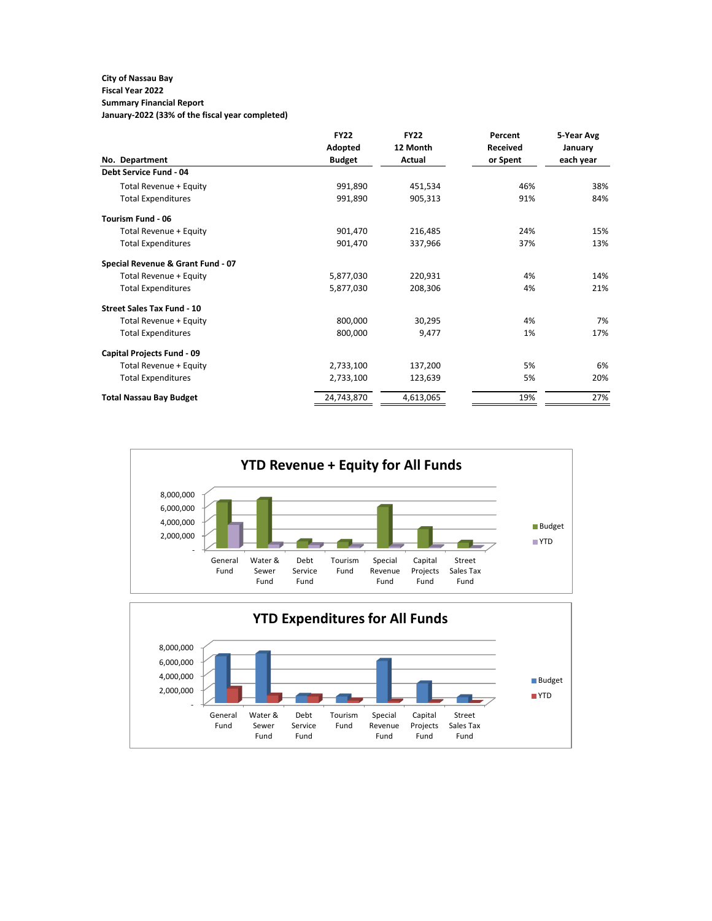**City of Nassau Bay**
**Fiscal Year 2022**
**Summary Financial Report**
**January-2022 (33% of the fiscal year completed)**

| No. Department | FY22 Adopted Budget | FY22 12 Month Actual | Percent Received or Spent | 5-Year Avg January each year |
|---|---|---|---|---|
| **Debt Service Fund - 04** | | | | |
| Total Revenue + Equity | 991,890 | 451,534 | 46% | 38% |
| Total Expenditures | 991,890 | 905,313 | 91% | 84% |
| **Tourism Fund - 06** | | | | |
| Total Revenue + Equity | 901,470 | 216,485 | 24% | 15% |
| Total Expenditures | 901,470 | 337,966 | 37% | 13% |
| **Special Revenue & Grant Fund - 07** | | | | |
| Total Revenue + Equity | 5,877,030 | 220,931 | 4% | 14% |
| Total Expenditures | 5,877,030 | 208,306 | 4% | 21% |
| **Street Sales Tax Fund - 10** | | | | |
| Total Revenue + Equity | 800,000 | 30,295 | 4% | 7% |
| Total Expenditures | 800,000 | 9,477 | 1% | 17% |
| **Capital Projects Fund - 09** | | | | |
| Total Revenue + Equity | 2,733,100 | 137,200 | 5% | 6% |
| Total Expenditures | 2,733,100 | 123,639 | 5% | 20% |
| **Total Nassau Bay Budget** | 24,743,870 | 4,613,065 | 19% | 27% |

**YTD Revenue + Equity for All Funds**

**YTD Expenditures for All Funds**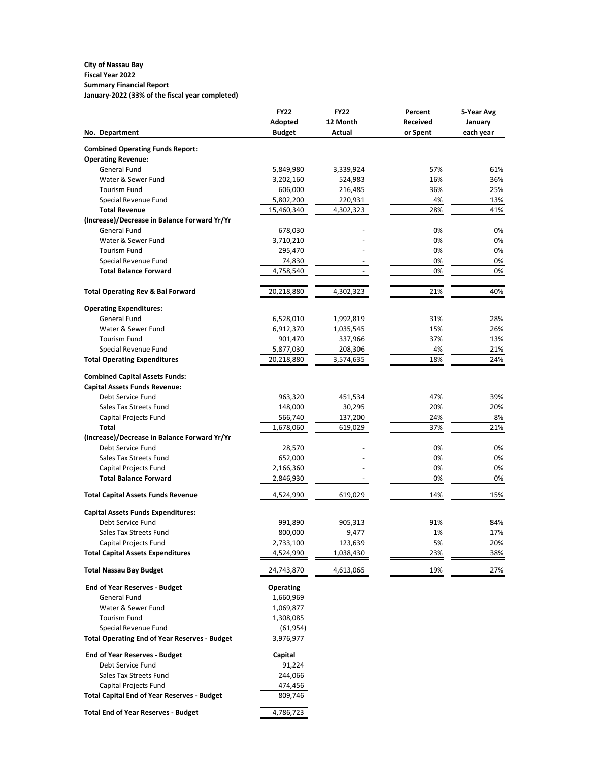**City of Nassau Bay**
**Fiscal Year 2022**
**Summary Financial Report**
**January-2022 (33% of the fiscal year completed)**

| No. Department | FY22 Adopted Budget | FY22 12 Month Actual | Percent Received or Spent | 5-Year Avg January each year |
|---|---|---|---|---|
| **Combined Operating Funds Report:** | | | | |
| **Operating Revenue:** | | | | |
| General Fund | 5,849,980 | 3,339,924 | 57% | 61% |
| Water & Sewer Fund | 3,202,160 | 524,983 | 16% | 36% |
| Tourism Fund | 606,000 | 216,485 | 36% | 25% |
| Special Revenue Fund | 5,802,200 | 220,931 | 4% | 13% |
| **Total Revenue** | 15,460,340 | 4,302,323 | 28% | 41% |
| **(Increase)/Decrease in Balance Forward Yr/Yr** | | | | |
| General Fund | 678,030 | - | 0% | 0% |
| Water & Sewer Fund | 3,710,210 | - | 0% | 0% |
| Tourism Fund | 295,470 | - | 0% | 0% |
| Special Revenue Fund | 74,830 | - | 0% | 0% |
| **Total Balance Forward** | 4,758,540 | - | 0% | 0% |
| **Total Operating Rev & Bal Forward** | 20,218,880 | 4,302,323 | 21% | 40% |
| **Operating Expenditures:** | | | | |
| General Fund | 6,528,010 | 1,992,819 | 31% | 28% |
| Water & Sewer Fund | 6,912,370 | 1,035,545 | 15% | 26% |
| Tourism Fund | 901,470 | 337,966 | 37% | 13% |
| Special Revenue Fund | 5,877,030 | 208,306 | 4% | 21% |
| **Total Operating Expenditures** | 20,218,880 | 3,574,635 | 18% | 24% |
| **Combined Capital Assets Funds:** | | | | |
| **Capital Assets Funds Revenue:** | | | | |
| Debt Service Fund | 963,320 | 451,534 | 47% | 39% |
| Sales Tax Streets Fund | 148,000 | 30,295 | 20% | 20% |
| Capital Projects Fund | 566,740 | 137,200 | 24% | 8% |
| **Total** | 1,678,060 | 619,029 | 37% | 21% |
| **(Increase)/Decrease in Balance Forward Yr/Yr** | | | | |
| Debt Service Fund | 28,570 | - | 0% | 0% |
| Sales Tax Streets Fund | 652,000 | - | 0% | 0% |
| Capital Projects Fund | 2,166,360 | - | 0% | 0% |
| **Total Balance Forward** | 2,846,930 | - | 0% | 0% |
| **Total Capital Assets Funds Revenue** | 4,524,990 | 619,029 | 14% | 15% |
| **Capital Assets Funds Expenditures:** | | | | |
| Debt Service Fund | 991,890 | 905,313 | 91% | 84% |
| Sales Tax Streets Fund | 800,000 | 9,477 | 1% | 17% |
| Capital Projects Fund | 2,733,100 | 123,639 | 5% | 20% |
| **Total Capital Assets Expenditures** | 4,524,990 | 1,038,430 | 23% | 38% |
| **Total Nassau Bay Budget** | 24,743,870 | 4,613,065 | 19% | 27% |

| **End of Year Reserves - Budget** | **Operating** |
|---|---|
| General Fund | 1,660,969 |
| Water & Sewer Fund | 1,069,877 |
| Tourism Fund | 1,308,085 |
| Special Revenue Fund | (61,954) |
| **Total Operating End of Year Reserves - Budget** | 3,976,977 |
| **End of Year Reserves - Budget** | **Capital** |
| Debt Service Fund | 91,224 |
| Sales Tax Streets Fund | 244,066 |
| Capital Projects Fund | 474,456 |
| **Total Capital End of Year Reserves - Budget** | 809,746 |
| **Total End of Year Reserves - Budget** | 4,786,723 |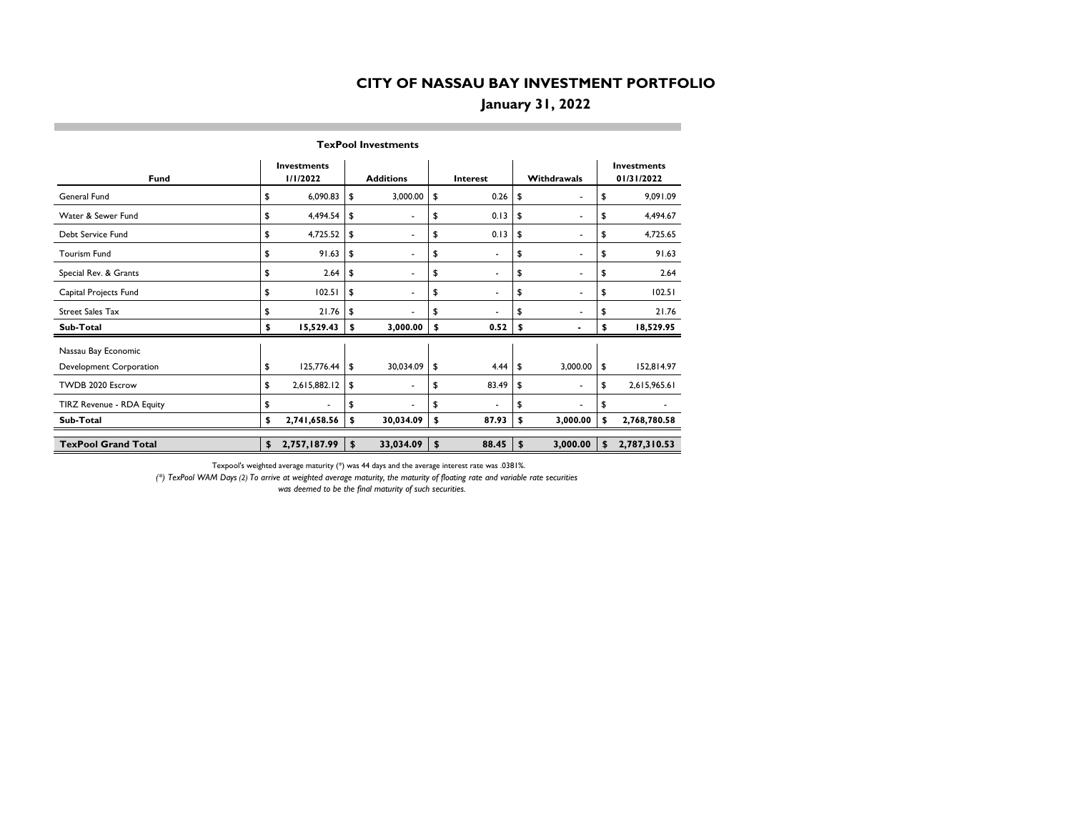# CITY OF NASSAU BAY INVESTMENT PORTFOLIO

## January 31, 2022

### TexPool Investments

| Fund | Investments 1/1/2022 | Additions | Interest | Withdrawals | Investments 01/31/2022 |
|---|---|---|---|---|---|
| General Fund | $ 6,090.83 | $ 3,000.00 | $ 0.26 | $ - | $ 9,091.09 |
| Water & Sewer Fund | $ 4,494.54 | $ - | $ 0.13 | $ - | $ 4,494.67 |
| Debt Service Fund | $ 4,725.52 | $ - | $ 0.13 | $ - | $ 4,725.65 |
| Tourism Fund | $ 91.63 | $ - | $ - | $ - | $ 91.63 |
| Special Rev. & Grants | $ 2.64 | $ - | $ - | $ - | $ 2.64 |
| Capital Projects Fund | $ 102.51 | $ - | $ - | $ - | $ 102.51 |
| Street Sales Tax | $ 21.76 | $ - | $ - | $ - | $ 21.76 |
| **Sub-Total** | **$ 15,529.43** | **$ 3,000.00** | **$ 0.52** | **$ -** | **$ 18,529.95** |
| Nassau Bay Economic Development Corporation | $ 125,776.44 | $ 30,034.09 | $ 4.44 | $ 3,000.00 | $ 152,814.97 |
| TWDB 2020 Escrow | $ 2,615,882.12 | $ - | $ 83.49 | $ - | $ 2,615,965.61 |
| TIRZ Revenue - RDA Equity | $ - | $ - | $ - | $ - | $ - |
| **Sub-Total** | **$ 2,741,658.56** | **$ 30,034.09** | **$ 87.93** | **$ 3,000.00** | **$ 2,768,780.58** |
| **TexPool Grand Total** | **$ 2,757,187.99** | **$ 33,034.09** | **$ 88.45** | **$ 3,000.00** | **$ 2,787,310.53** |

Texpool's weighted average maturity (*) was 44 days and the average interest rate was .0381%.

*(*) TexPool WAM Days (2) To arrive at weighted average maturity, the maturity of floating rate and variable rate securities was deemed to be the final maturity of such securities.*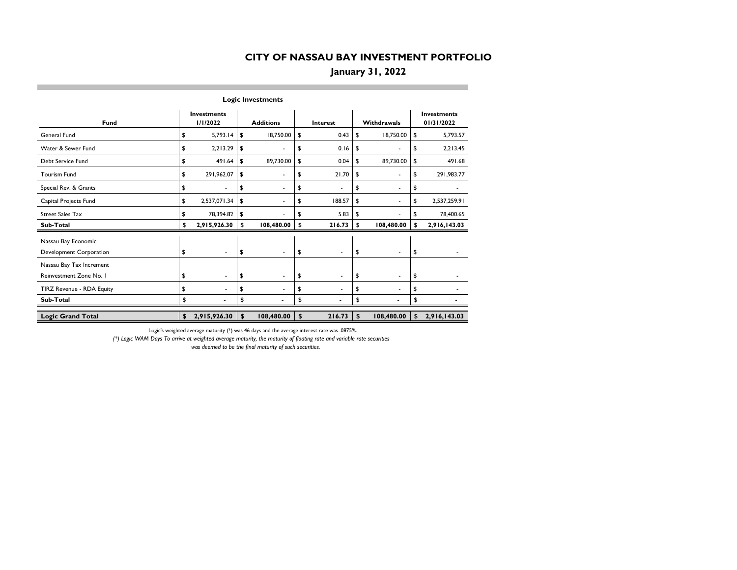# CITY OF NASSAU BAY INVESTMENT PORTFOLIO

## January 31, 2022

### Logic Investments

| Fund | Investments 1/1/2022 | Additions | Interest | Withdrawals | Investments 01/31/2022 |
|---|---|---|---|---|---|
| General Fund | $ 5,793.14 | $ 18,750.00 | $ 0.43 | $ 18,750.00 | $ 5,793.57 |
| Water & Sewer Fund | $ 2,213.29 | $ - | $ 0.16 | $ - | $ 2,213.45 |
| Debt Service Fund | $ 491.64 | $ 89,730.00 | $ 0.04 | $ 89,730.00 | $ 491.68 |
| Tourism Fund | $ 291,962.07 | $ - | $ 21.70 | $ - | $ 291,983.77 |
| Special Rev. & Grants | $ - | $ - | $ - | $ - | $ - |
| Capital Projects Fund | $ 2,537,071.34 | $ - | $ 188.57 | $ - | $ 2,537,259.91 |
| Street Sales Tax | $ 78,394.82 | $ - | $ 5.83 | $ - | $ 78,400.65 |
| **Sub-Total** | **$ 2,915,926.30** | **$ 108,480.00** | **$ 216.73** | **$ 108,480.00** | **$ 2,916,143.03** |
| Nassau Bay Economic Development Corporation | $ - | $ - | $ - | $ - | $ - |
| Nassau Bay Tax Increment Reinvestment Zone No. 1 | $ - | $ - | $ - | $ - | $ - |
| TIRZ Revenue - RDA Equity | $ - | $ - | $ - | $ - | $ - |
| **Sub-Total** | **$ -** | **$ -** | **$ -** | **$ -** | **$ -** |
| **Logic Grand Total** | **$ 2,915,926.30** | **$ 108,480.00** | **$ 216.73** | **$ 108,480.00** | **$ 2,916,143.03** |

Logic's weighted average maturity (*) was 46 days and the average interest rate was .0875%.

*(*) Logic WAM Days To arrive at weighted average maturity, the maturity of floating rate and variable rate securities was deemed to be the final maturity of such securities.*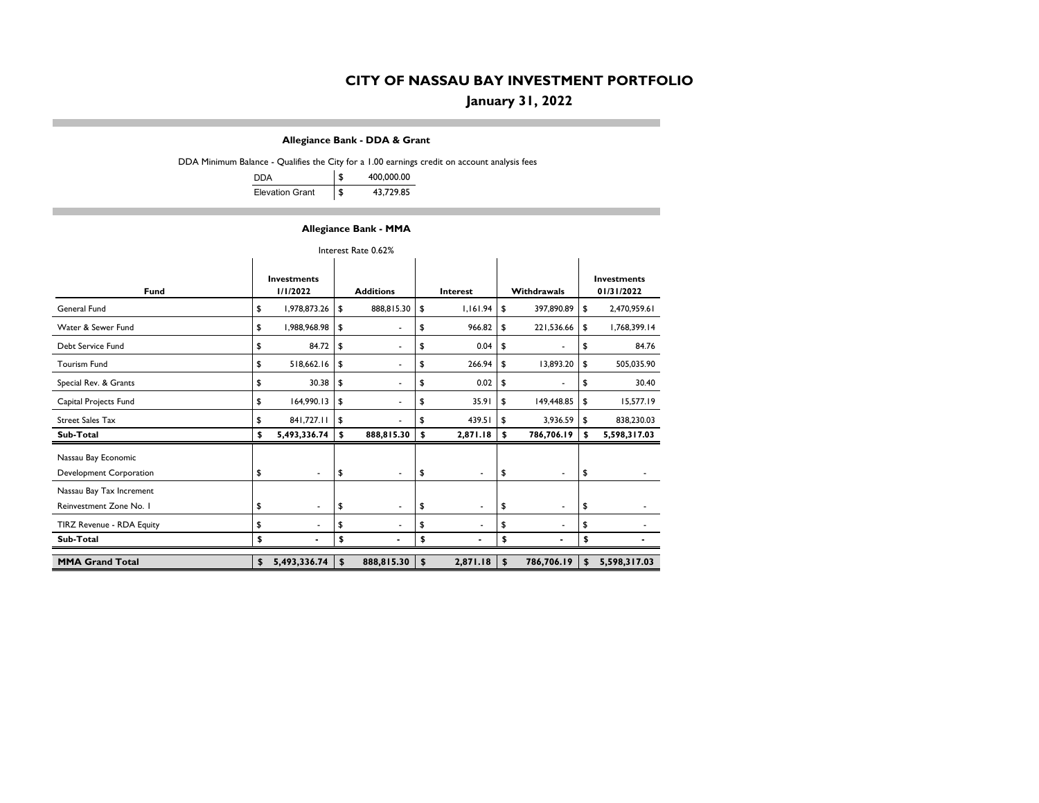# CITY OF NASSAU BAY INVESTMENT PORTFOLIO

## January 31, 2022

### Allegiance Bank - DDA & Grant

DDA Minimum Balance - Qualifies the City for a 1.00 earnings credit on account analysis fees

| | |
|---|---|
| DDA | $ 400,000.00 |
| Elevation Grant | $ 43,729.85 |

### Allegiance Bank - MMA

Interest Rate 0.62%

| Fund | Investments 1/1/2022 | Additions | Interest | Withdrawals | Investments 01/31/2022 |
|---|---|---|---|---|---|
| General Fund | $ 1,978,873.26 | $ 888,815.30 | $ 1,161.94 | $ 397,890.89 | $ 2,470,959.61 |
| Water & Sewer Fund | $ 1,988,968.98 | $ - | $ 966.82 | $ 221,536.66 | $ 1,768,399.14 |
| Debt Service Fund | $ 84.72 | $ - | $ 0.04 | $ - | $ 84.76 |
| Tourism Fund | $ 518,662.16 | $ - | $ 266.94 | $ 13,893.20 | $ 505,035.90 |
| Special Rev. & Grants | $ 30.38 | $ - | $ 0.02 | $ - | $ 30.40 |
| Capital Projects Fund | $ 164,990.13 | $ - | $ 35.91 | $ 149,448.85 | $ 15,577.19 |
| Street Sales Tax | $ 841,727.11 | $ - | $ 439.51 | $ 3,936.59 | $ 838,230.03 |
| **Sub-Total** | **$ 5,493,336.74** | **$ 888,815.30** | **$ 2,871.18** | **$ 786,706.19** | **$ 5,598,317.03** |
| Nassau Bay Economic Development Corporation | $ - | $ - | $ - | $ - | $ - |
| Nassau Bay Tax Increment Reinvestment Zone No. 1 | $ - | $ - | $ - | $ - | $ - |
| TIRZ Revenue - RDA Equity | $ - | $ - | $ - | $ - | $ - |
| **Sub-Total** | **$ -** | **$ -** | **$ -** | **$ -** | **$ -** |
| **MMA Grand Total** | **$ 5,493,336.74** | **$ 888,815.30** | **$ 2,871.18** | **$ 786,706.19** | **$ 5,598,317.03** |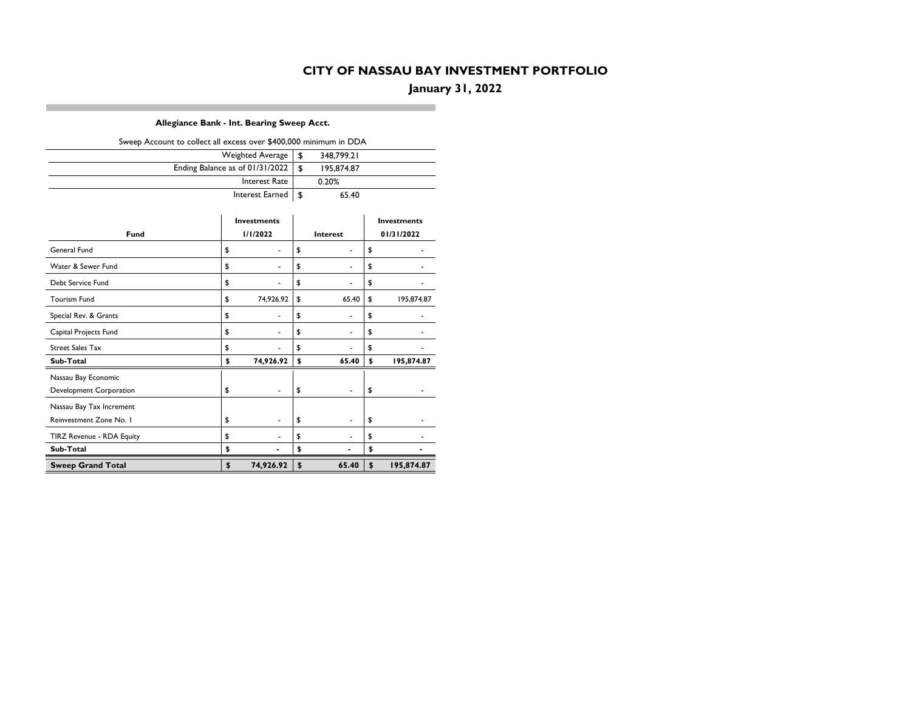# CITY OF NASSAU BAY INVESTMENT PORTFOLIO

## January 31, 2022

### Allegiance Bank - Int. Bearing Sweep Acct.

Sweep Account to collect all excess over $400,000 minimum in DDA

| | |
|---|---|
| Weighted Average | $ 348,799.21 |
| Ending Balance as of 01/31/2022 | $ 195,874.87 |
| Interest Rate | 0.20% |
| Interest Earned | $ 65.40 |

| Fund | Investments 1/1/2022 | Interest | Investments 01/31/2022 |
|---|---|---|---|
| General Fund | $ - | $ - | $ - |
| Water & Sewer Fund | $ - | $ - | $ - |
| Debt Service Fund | $ - | $ - | $ - |
| Tourism Fund | $ 74,926.92 | $ 65.40 | $ 195,874.87 |
| Special Rev. & Grants | $ - | $ - | $ - |
| Capital Projects Fund | $ - | $ - | $ - |
| Street Sales Tax | $ - | $ - | $ - |
| **Sub-Total** | **$ 74,926.92** | **$ 65.40** | **$ 195,874.87** |
| Nassau Bay Economic Development Corporation | $ - | $ - | $ - |
| Nassau Bay Tax Increment Reinvestment Zone No. 1 | $ - | $ - | $ - |
| TIRZ Revenue - RDA Equity | $ - | $ - | $ - |
| **Sub-Total** | **$ -** | **$ -** | **$ -** |
| **Sweep Grand Total** | **$ 74,926.92** | **$ 65.40** | **$ 195,874.87** |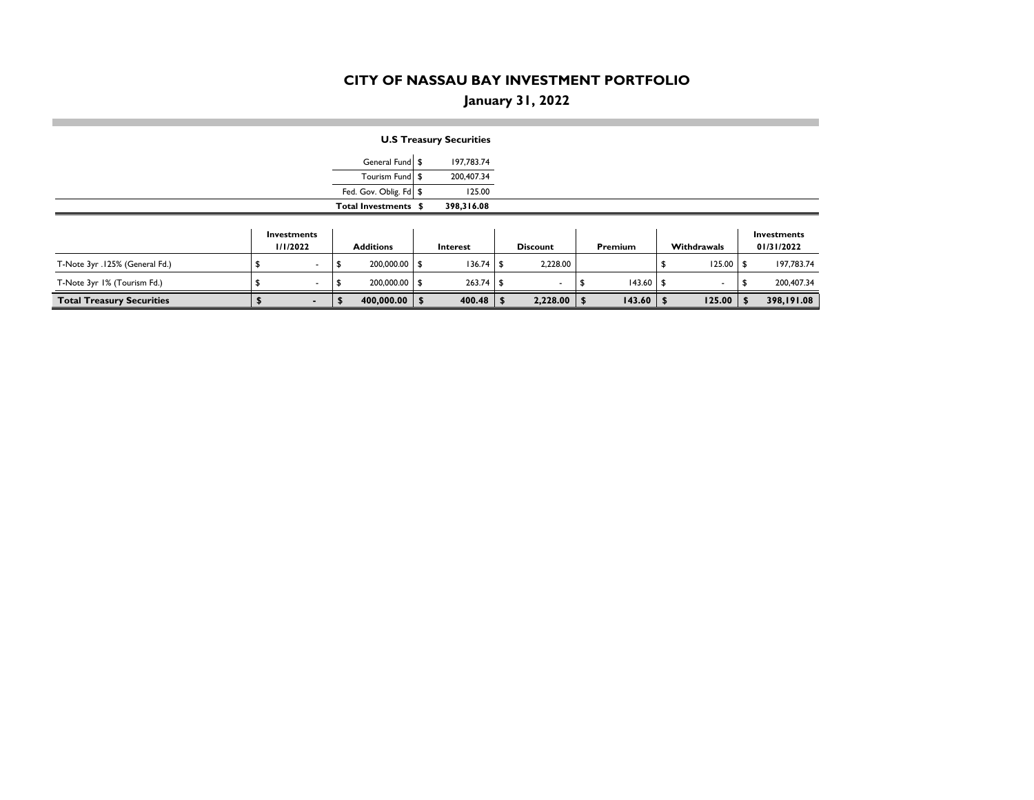# CITY OF NASSAU BAY INVESTMENT PORTFOLIO

## January 31, 2022

### U.S Treasury Securities

| | | |
|---|---|---|
| General Fund | $ | 197,783.74 |
| Tourism Fund | $ | 200,407.34 |
| Fed. Gov. Oblig. Fd | $ | 125.00 |
| **Total Investments** | **$** | **398,316.08** |

| | Investments 1/1/2022 | Additions | Interest | Discount | Premium | Withdrawals | Investments 01/31/2022 |
|---|---|---|---|---|---|---|---|
| T-Note 3yr .125% (General Fd.) | $ - | $ 200,000.00 | $ 136.74 | $ 2,228.00 | | $ 125.00 | $ 197,783.74 |
| T-Note 3yr 1% (Tourism Fd.) | $ - | $ 200,000.00 | $ 263.74 | $ - | $ 143.60 | $ - | $ 200,407.34 |
| **Total Treasury Securities** | **$ -** | **$ 400,000.00** | **$ 400.48** | **$ 2,228.00** | **$ 143.60** | **$ 125.00** | **$ 398,191.08** |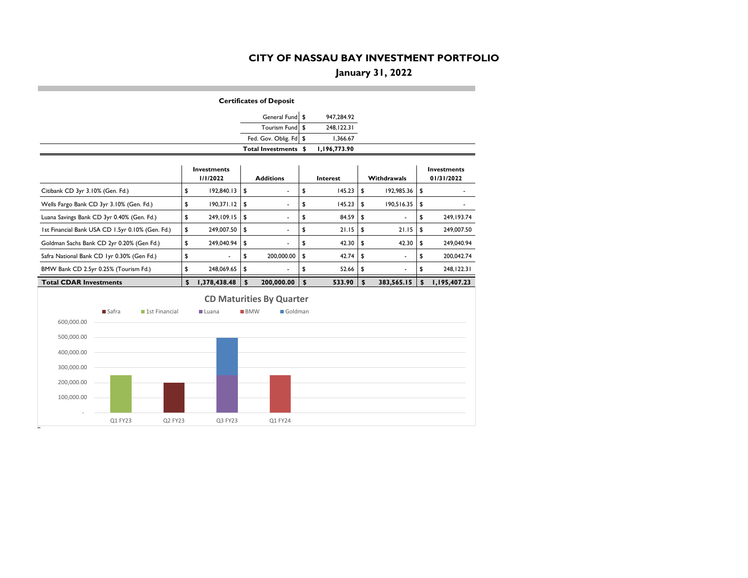# CITY OF NASSAU BAY INVESTMENT PORTFOLIO

## January 31, 2022

### Certificates of Deposit

| | | |
|---|---|---|
| General Fund | $ | 947,284.92 |
| Tourism Fund | $ | 248,122.31 |
| Fed. Gov. Oblig. Fd | $ | 1,366.67 |
| **Total Investments** | **$** | **1,196,773.90** |

| | Investments 1/1/2022 | Additions | Interest | Withdrawals | Investments 01/31/2022 |
|---|---|---|---|---|---|
| Citibank CD 3yr 3.10% (Gen. Fd.) | $ 192,840.13 | $ - | $ 145.23 | $ 192,985.36 | $ - |
| Wells Fargo Bank CD 3yr 3.10% (Gen. Fd.) | $ 190,371.12 | $ - | $ 145.23 | $ 190,516.35 | $ - |
| Luana Savings Bank CD 3yr 0.40% (Gen. Fd.) | $ 249,109.15 | $ - | $ 84.59 | $ - | $ 249,193.74 |
| 1st Financial Bank USA CD 1.5yr 0.10% (Gen. Fd.) | $ 249,007.50 | $ - | $ 21.15 | $ 21.15 | $ 249,007.50 |
| Goldman Sachs Bank CD 2yr 0.20% (Gen Fd.) | $ 249,040.94 | $ - | $ 42.30 | $ 42.30 | $ 249,040.94 |
| Safra National Bank CD 1yr 0.30% (Gen Fd.) | $ - | $ 200,000.00 | $ 42.74 | $ - | $ 200,042.74 |
| BMW Bank CD 2.5yr 0.25% (Tourism Fd.) | $ 248,069.65 | $ - | $ 52.66 | $ - | $ 248,122.31 |
| **Total CDAR Investments** | **$ 1,378,438.48** | **$ 200,000.00** | **$ 533.90** | **$ 383,565.15** | **$ 1,195,407.23** |

**CD Maturities By Quarter**

Legend: Safra, 1st Financial, Luana, BMW, Goldman

| Quarter | Safra | 1st Financial | Luana | BMW | Goldman |
|---|---|---|---|---|---|
| Q1 FY23 | | 1st Financial | | | |
| Q2 FY23 | Safra | | | | |
| Q3 FY23 | | | Luana | | Goldman |
| Q1 FY24 | | | | BMW | |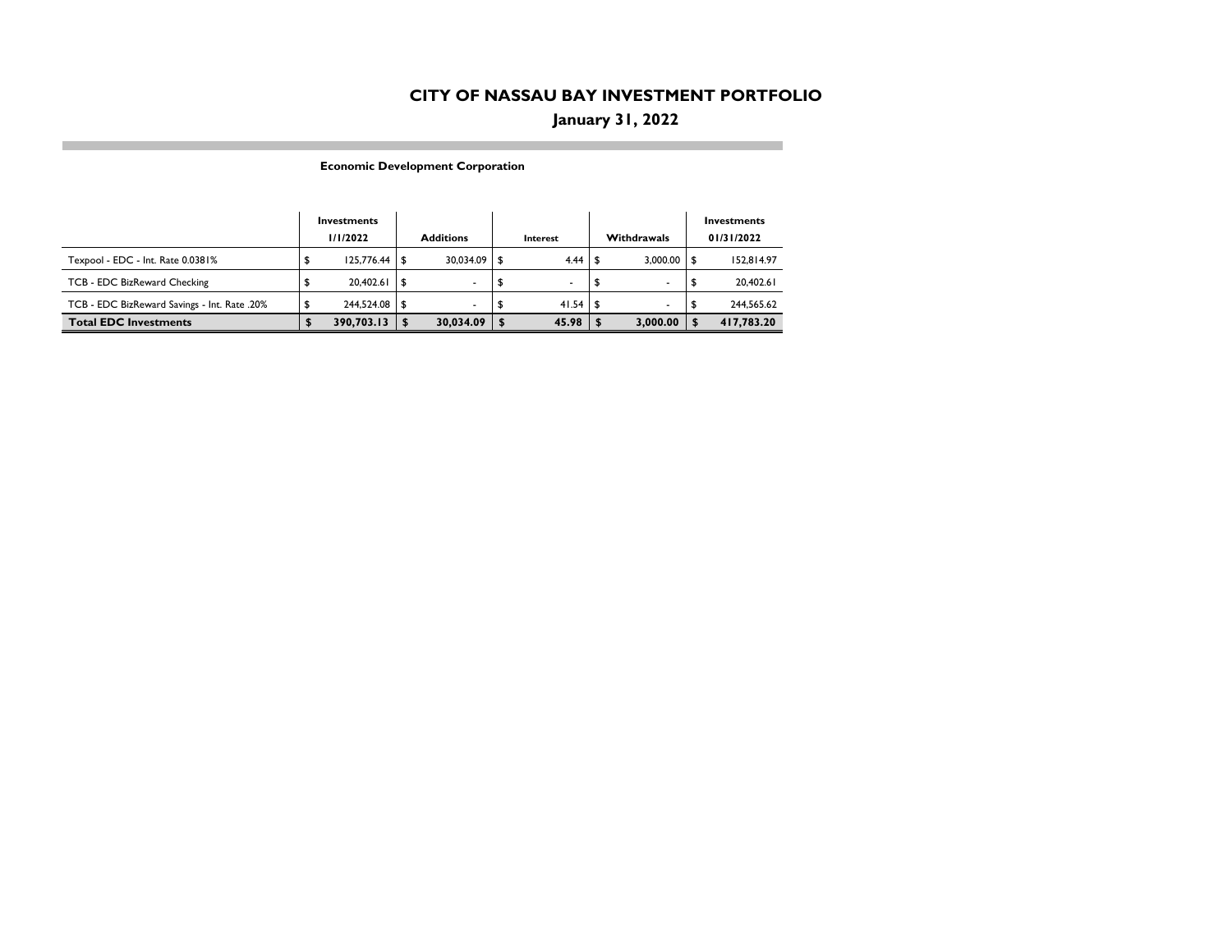# CITY OF NASSAU BAY INVESTMENT PORTFOLIO

## January 31, 2022

### Economic Development Corporation

| | Investments 1/1/2022 | Additions | Interest | Withdrawals | Investments 01/31/2022 |
|---|---|---|---|---|---|
| Texpool - EDC - Int. Rate 0.0381% | $ 125,776.44 | $ 30,034.09 | $ 4.44 | $ 3,000.00 | $ 152,814.97 |
| TCB - EDC BizReward Checking | $ 20,402.61 | $ - | $ - | $ - | $ 20,402.61 |
| TCB - EDC BizReward Savings - Int. Rate .20% | $ 244,524.08 | $ - | $ 41.54 | $ - | $ 244,565.62 |
| **Total EDC Investments** | **$ 390,703.13** | **$ 30,034.09** | **$ 45.98** | **$ 3,000.00** | **$ 417,783.20** |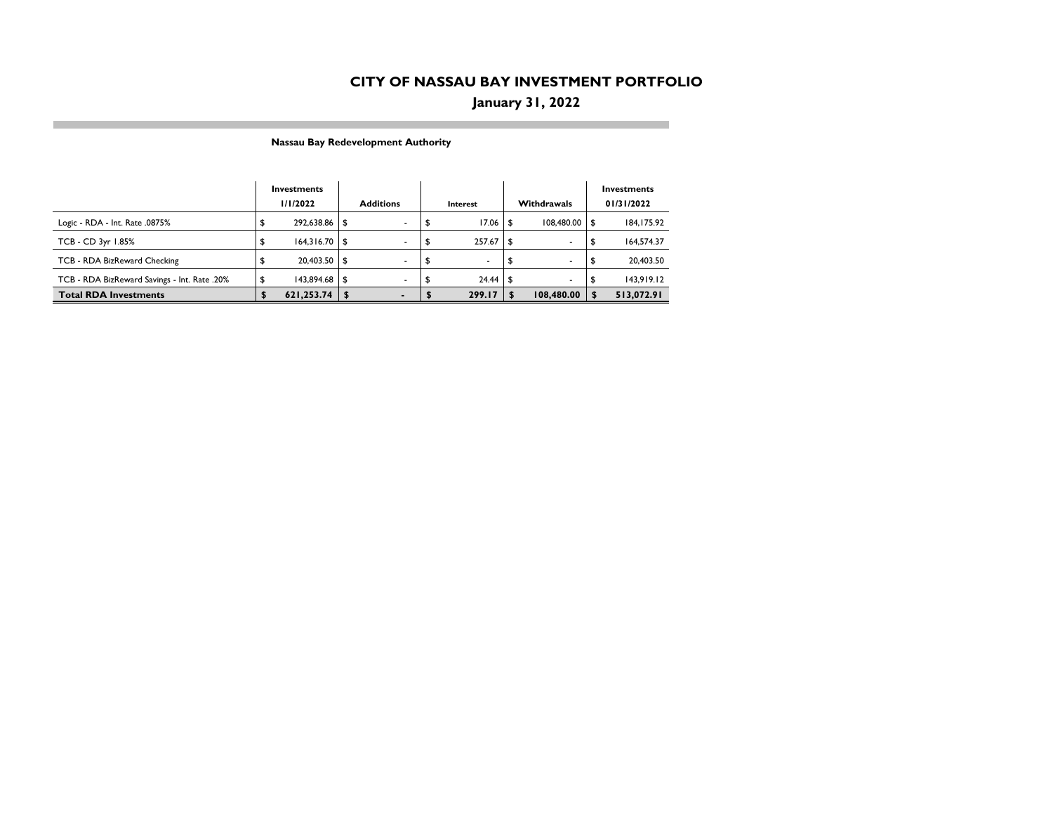# CITY OF NASSAU BAY INVESTMENT PORTFOLIO

## January 31, 2022

### Nassau Bay Redevelopment Authority

| | Investments 1/1/2022 | Additions | Interest | Withdrawals | Investments 01/31/2022 |
|---|---|---|---|---|---|
| Logic - RDA - Int. Rate .0875% | $ 292,638.86 | $ - | $ 17.06 | $ 108,480.00 | $ 184,175.92 |
| TCB - CD 3yr 1.85% | $ 164,316.70 | $ - | $ 257.67 | $ - | $ 164,574.37 |
| TCB - RDA BizReward Checking | $ 20,403.50 | $ - | $ - | $ - | $ 20,403.50 |
| TCB - RDA BizReward Savings - Int. Rate .20% | $ 143,894.68 | $ - | $ 24.44 | $ - | $ 143,919.12 |
| **Total RDA Investments** | **$ 621,253.74** | **$ -** | **$ 299.17** | **$ 108,480.00** | **$ 513,072.91** |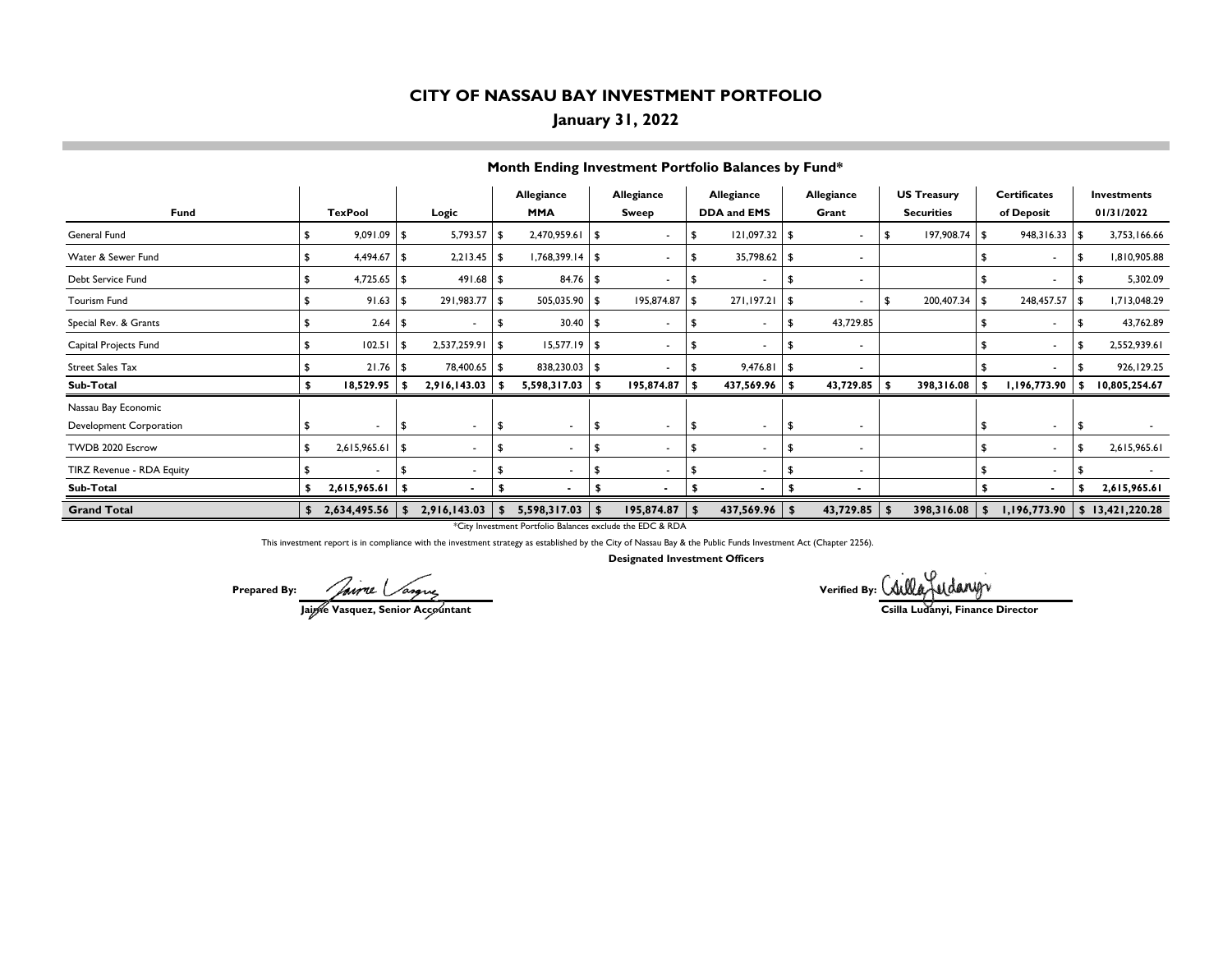# CITY OF NASSAU BAY INVESTMENT PORTFOLIO

## January 31, 2022

### Month Ending Investment Portfolio Balances by Fund*

| Fund | TexPool | Logic | Allegiance MMA | Allegiance Sweep | Allegiance DDA and EMS | Allegiance Grant | US Treasury Securities | Certificates of Deposit | Investments 01/31/2022 |
|---|---|---|---|---|---|---|---|---|---|
| General Fund | $ 9,091.09 | $ 5,793.57 | $ 2,470,959.61 | $ - | $ 121,097.32 | $ - | $ 197,908.74 | $ 948,316.33 | $ 3,753,166.66 |
| Water & Sewer Fund | $ 4,494.67 | $ 2,213.45 | $ 1,768,399.14 | $ - | $ 35,798.62 | $ - | | $ - | $ 1,810,905.88 |
| Debt Service Fund | $ 4,725.65 | $ 491.68 | $ 84.76 | $ - | $ - | $ - | | $ - | $ 5,302.09 |
| Tourism Fund | $ 91.63 | $ 291,983.77 | $ 505,035.90 | $ 195,874.87 | $ 271,197.21 | $ - | $ 200,407.34 | $ 248,457.57 | $ 1,713,048.29 |
| Special Rev. & Grants | $ 2.64 | $ - | $ 30.40 | $ - | $ - | $ 43,729.85 | | $ - | $ 43,762.89 |
| Capital Projects Fund | $ 102.51 | $ 2,537,259.91 | $ 15,577.19 | $ - | $ - | $ - | | $ - | $ 2,552,939.61 |
| Street Sales Tax | $ 21.76 | $ 78,400.65 | $ 838,230.03 | $ - | $ 9,476.81 | $ - | | $ - | $ 926,129.25 |
| **Sub-Total** | **$ 18,529.95** | **$ 2,916,143.03** | **$ 5,598,317.03** | **$ 195,874.87** | **$ 437,569.96** | **$ 43,729.85** | **$ 398,316.08** | **$ 1,196,773.90** | **$ 10,805,254.67** |
| Nassau Bay Economic Development Corporation | $ - | $ - | $ - | $ - | $ - | $ - | | $ - | $ - |
| TWDB 2020 Escrow | $ 2,615,965.61 | $ - | $ - | $ - | $ - | $ - | | $ - | $ 2,615,965.61 |
| TIRZ Revenue - RDA Equity | $ - | $ - | $ - | $ - | $ - | $ - | | $ - | $ - |
| **Sub-Total** | **$ 2,615,965.61** | **$ -** | **$ -** | **$ -** | **$ -** | **$ -** | | **$ -** | **$ 2,615,965.61** |
| **Grand Total** | **$ 2,634,495.56** | **$ 2,916,143.03** | **$ 5,598,317.03** | **$ 195,874.87** | **$ 437,569.96** | **$ 43,729.85** | **$ 398,316.08** | **$ 1,196,773.90** | **$ 13,421,220.28** |

*City Investment Portfolio Balances exclude the EDC & RDA

This investment report is in compliance with the investment strategy as established by the City of Nassau Bay & the Public Funds Investment Act (Chapter 2256).

**Designated Investment Officers**

**Prepared By:** Jaime Vasquez

**Jaime Vasquez, Senior Accountant**

**Verified By:** Csilla Ludanyi

**Csilla Ludanyi, Finance Director**